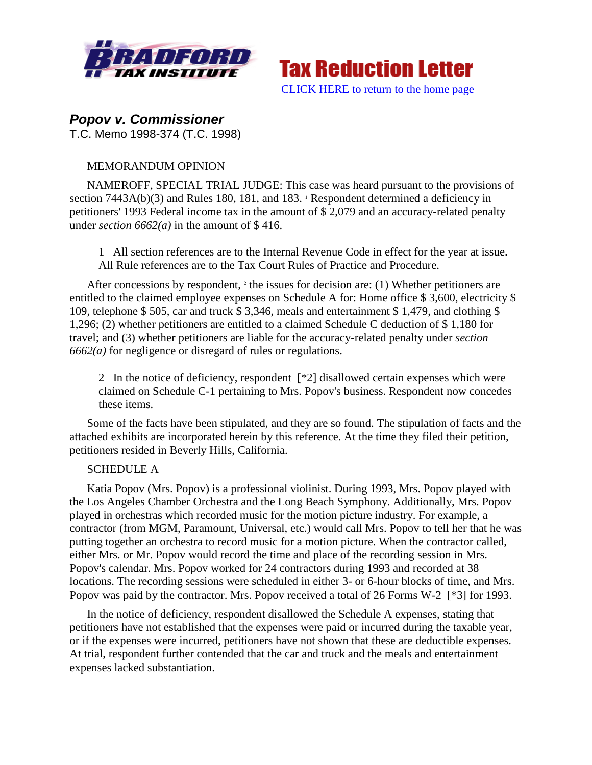# *Popov v. Commissioner*

T.C. Memo 1998-374 (T.C. 1998)

MEMORANDUM OPINION

NAMEROFF, SPECIAL TRIAL JUDGE: This case was heard pursuant to the provisions of section 7443A(b)(3) and Rules 180, 181, and 183. [1] Respondent determined a deficiency in petitioners' 1993 Federal income tax in the amount of $ 2,079 and an accuracy-related penalty under *section 6662(a)* in the amount of $ 416.

> 1 All section references are to the Internal Revenue Code in effect for the year at issue. All Rule references are to the Tax Court Rules of Practice and Procedure.

After concessions by respondent, [2] the issues for decision are: (1) Whether petitioners are entitled to the claimed employee expenses on Schedule A for: Home office $ 3,600, electricity $ 109, telephone $ 505, car and truck $ 3,346, meals and entertainment $ 1,479, and clothing $ 1,296; (2) whether petitioners are entitled to a claimed Schedule C deduction of $ 1,180 for travel; and (3) whether petitioners are liable for the accuracy-related penalty under *section 6662(a)* for negligence or disregard of rules or regulations.

> 2 In the notice of deficiency, respondent [*2] disallowed certain expenses which were claimed on Schedule C-1 pertaining to Mrs. Popov's business. Respondent now concedes these items.

Some of the facts have been stipulated, and they are so found. The stipulation of facts and the attached exhibits are incorporated herein by this reference. At the time they filed their petition, petitioners resided in Beverly Hills, California.

SCHEDULE A

Katia Popov (Mrs. Popov) is a professional violinist. During 1993, Mrs. Popov played with the Los Angeles Chamber Orchestra and the Long Beach Symphony. Additionally, Mrs. Popov played in orchestras which recorded music for the motion picture industry. For example, a contractor (from MGM, Paramount, Universal, etc.) would call Mrs. Popov to tell her that he was putting together an orchestra to record music for a motion picture. When the contractor called, either Mrs. or Mr. Popov would record the time and place of the recording session in Mrs. Popov's calendar. Mrs. Popov worked for 24 contractors during 1993 and recorded at 38 locations. The recording sessions were scheduled in either 3- or 6-hour blocks of time, and Mrs. Popov was paid by the contractor. Mrs. Popov received a total of 26 Forms W-2 [*3] for 1993.

In the notice of deficiency, respondent disallowed the Schedule A expenses, stating that petitioners have not established that the expenses were paid or incurred during the taxable year, or if the expenses were incurred, petitioners have not shown that these are deductible expenses. At trial, respondent further contended that the car and truck and the meals and entertainment expenses lacked substantiation.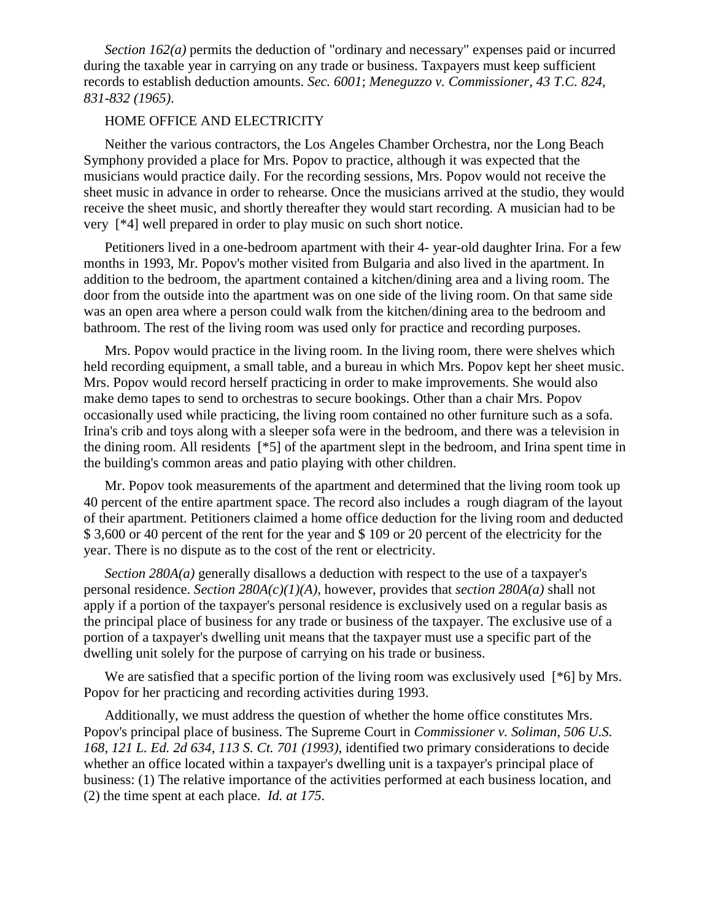*Section 162(a)* permits the deduction of "ordinary and necessary" expenses paid or incurred during the taxable year in carrying on any trade or business. Taxpayers must keep sufficient records to establish deduction amounts. *Sec. 6001*; *Meneguzzo v. Commissioner, 43 T.C. 824, 831-832 (1965)*.

HOME OFFICE AND ELECTRICITY

Neither the various contractors, the Los Angeles Chamber Orchestra, nor the Long Beach Symphony provided a place for Mrs. Popov to practice, although it was expected that the musicians would practice daily. For the recording sessions, Mrs. Popov would not receive the sheet music in advance in order to rehearse. Once the musicians arrived at the studio, they would receive the sheet music, and shortly thereafter they would start recording. A musician had to be very [*4] well prepared in order to play music on such short notice.

Petitioners lived in a one-bedroom apartment with their 4- year-old daughter Irina. For a few months in 1993, Mr. Popov's mother visited from Bulgaria and also lived in the apartment. In addition to the bedroom, the apartment contained a kitchen/dining area and a living room. The door from the outside into the apartment was on one side of the living room. On that same side was an open area where a person could walk from the kitchen/dining area to the bedroom and bathroom. The rest of the living room was used only for practice and recording purposes.

Mrs. Popov would practice in the living room. In the living room, there were shelves which held recording equipment, a small table, and a bureau in which Mrs. Popov kept her sheet music. Mrs. Popov would record herself practicing in order to make improvements. She would also make demo tapes to send to orchestras to secure bookings. Other than a chair Mrs. Popov occasionally used while practicing, the living room contained no other furniture such as a sofa. Irina's crib and toys along with a sleeper sofa were in the bedroom, and there was a television in the dining room. All residents [*5] of the apartment slept in the bedroom, and Irina spent time in the building's common areas and patio playing with other children.

Mr. Popov took measurements of the apartment and determined that the living room took up 40 percent of the entire apartment space. The record also includes a rough diagram of the layout of their apartment. Petitioners claimed a home office deduction for the living room and deducted $ 3,600 or 40 percent of the rent for the year and $ 109 or 20 percent of the electricity for the year. There is no dispute as to the cost of the rent or electricity.

*Section 280A(a)* generally disallows a deduction with respect to the use of a taxpayer's personal residence. *Section 280A(c)(1)(A)*, however, provides that *section 280A(a)* shall not apply if a portion of the taxpayer's personal residence is exclusively used on a regular basis as the principal place of business for any trade or business of the taxpayer. The exclusive use of a portion of a taxpayer's dwelling unit means that the taxpayer must use a specific part of the dwelling unit solely for the purpose of carrying on his trade or business.

We are satisfied that a specific portion of the living room was exclusively used [*6] by Mrs. Popov for her practicing and recording activities during 1993.

Additionally, we must address the question of whether the home office constitutes Mrs. Popov's principal place of business. The Supreme Court in *Commissioner v. Soliman, 506 U.S. 168, 121 L. Ed. 2d 634, 113 S. Ct. 701 (1993)*, identified two primary considerations to decide whether an office located within a taxpayer's dwelling unit is a taxpayer's principal place of business: (1) The relative importance of the activities performed at each business location, and (2) the time spent at each place. *Id. at 175*.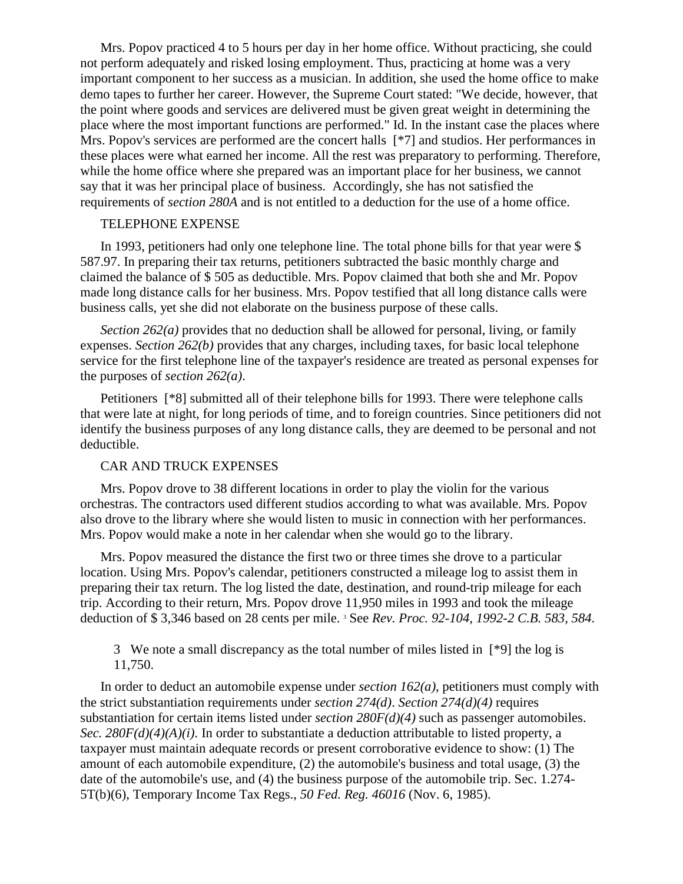Mrs. Popov practiced 4 to 5 hours per day in her home office. Without practicing, she could not perform adequately and risked losing employment. Thus, practicing at home was a very important component to her success as a musician. In addition, she used the home office to make demo tapes to further her career. However, the Supreme Court stated: "We decide, however, that the point where goods and services are delivered must be given great weight in determining the place where the most important functions are performed." Id. In the instant case the places where Mrs. Popov's services are performed are the concert halls [*7] and studios. Her performances in these places were what earned her income. All the rest was preparatory to performing. Therefore, while the home office where she prepared was an important place for her business, we cannot say that it was her principal place of business. Accordingly, she has not satisfied the requirements of *section 280A* and is not entitled to a deduction for the use of a home office.

TELEPHONE EXPENSE

In 1993, petitioners had only one telephone line. The total phone bills for that year were $ 587.97. In preparing their tax returns, petitioners subtracted the basic monthly charge and claimed the balance of $ 505 as deductible. Mrs. Popov claimed that both she and Mr. Popov made long distance calls for her business. Mrs. Popov testified that all long distance calls were business calls, yet she did not elaborate on the business purpose of these calls.

*Section 262(a)* provides that no deduction shall be allowed for personal, living, or family expenses. *Section 262(b)* provides that any charges, including taxes, for basic local telephone service for the first telephone line of the taxpayer's residence are treated as personal expenses for the purposes of *section 262(a)*.

Petitioners [*8] submitted all of their telephone bills for 1993. There were telephone calls that were late at night, for long periods of time, and to foreign countries. Since petitioners did not identify the business purposes of any long distance calls, they are deemed to be personal and not deductible.

CAR AND TRUCK EXPENSES

Mrs. Popov drove to 38 different locations in order to play the violin for the various orchestras. The contractors used different studios according to what was available. Mrs. Popov also drove to the library where she would listen to music in connection with her performances. Mrs. Popov would make a note in her calendar when she would go to the library.

Mrs. Popov measured the distance the first two or three times she drove to a particular location. Using Mrs. Popov's calendar, petitioners constructed a mileage log to assist them in preparing their tax return. The log listed the date, destination, and round-trip mileage for each trip. According to their return, Mrs. Popov drove 11,950 miles in 1993 and took the mileage deduction of $ 3,346 based on 28 cents per mile. [3] See *Rev. Proc. 92-104, 1992-2 C.B. 583, 584*.

> 3 We note a small discrepancy as the total number of miles listed in [*9] the log is 11,750.

In order to deduct an automobile expense under *section 162(a)*, petitioners must comply with the strict substantiation requirements under *section 274(d)*. *Section 274(d)(4)* requires substantiation for certain items listed under *section 280F(d)(4)* such as passenger automobiles. *Sec. 280F(d)(4)(A)(i)*. In order to substantiate a deduction attributable to listed property, a taxpayer must maintain adequate records or present corroborative evidence to show: (1) The amount of each automobile expenditure, (2) the automobile's business and total usage, (3) the date of the automobile's use, and (4) the business purpose of the automobile trip. Sec. 1.274-5T(b)(6), Temporary Income Tax Regs., *50 Fed. Reg. 46016* (Nov. 6, 1985).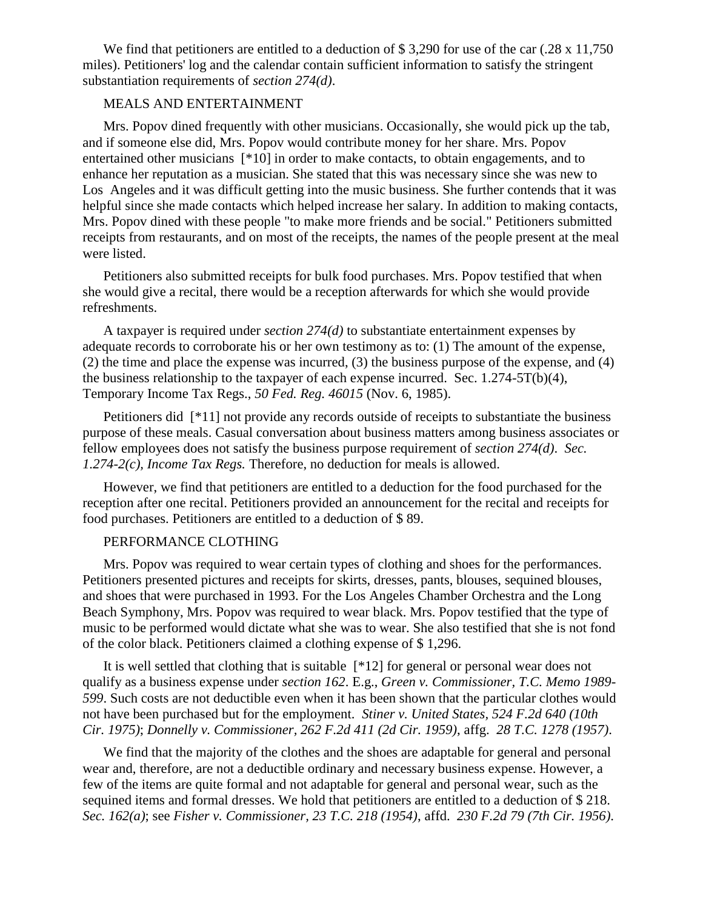We find that petitioners are entitled to a deduction of $ 3,290 for use of the car (.28 x 11,750 miles). Petitioners' log and the calendar contain sufficient information to satisfy the stringent substantiation requirements of *section 274(d)*.

MEALS AND ENTERTAINMENT

Mrs. Popov dined frequently with other musicians. Occasionally, she would pick up the tab, and if someone else did, Mrs. Popov would contribute money for her share. Mrs. Popov entertained other musicians [*10] in order to make contacts, to obtain engagements, and to enhance her reputation as a musician. She stated that this was necessary since she was new to Los Angeles and it was difficult getting into the music business. She further contends that it was helpful since she made contacts which helped increase her salary. In addition to making contacts, Mrs. Popov dined with these people "to make more friends and be social." Petitioners submitted receipts from restaurants, and on most of the receipts, the names of the people present at the meal were listed.

Petitioners also submitted receipts for bulk food purchases. Mrs. Popov testified that when she would give a recital, there would be a reception afterwards for which she would provide refreshments.

A taxpayer is required under *section 274(d)* to substantiate entertainment expenses by adequate records to corroborate his or her own testimony as to: (1) The amount of the expense, (2) the time and place the expense was incurred, (3) the business purpose of the expense, and (4) the business relationship to the taxpayer of each expense incurred. Sec. 1.274-5T(b)(4), Temporary Income Tax Regs., *50 Fed. Reg. 46015* (Nov. 6, 1985).

Petitioners did [*11] not provide any records outside of receipts to substantiate the business purpose of these meals. Casual conversation about business matters among business associates or fellow employees does not satisfy the business purpose requirement of *section 274(d)*. *Sec. 1.274-2(c), Income Tax Regs.* Therefore, no deduction for meals is allowed.

However, we find that petitioners are entitled to a deduction for the food purchased for the reception after one recital. Petitioners provided an announcement for the recital and receipts for food purchases. Petitioners are entitled to a deduction of $ 89.

PERFORMANCE CLOTHING

Mrs. Popov was required to wear certain types of clothing and shoes for the performances. Petitioners presented pictures and receipts for skirts, dresses, pants, blouses, sequined blouses, and shoes that were purchased in 1993. For the Los Angeles Chamber Orchestra and the Long Beach Symphony, Mrs. Popov was required to wear black. Mrs. Popov testified that the type of music to be performed would dictate what she was to wear. She also testified that she is not fond of the color black. Petitioners claimed a clothing expense of $ 1,296.

It is well settled that clothing that is suitable [*12] for general or personal wear does not qualify as a business expense under *section 162*. E.g., *Green v. Commissioner, T.C. Memo 1989-599*. Such costs are not deductible even when it has been shown that the particular clothes would not have been purchased but for the employment. *Stiner v. United States, 524 F.2d 640 (10th Cir. 1975)*; *Donnelly v. Commissioner, 262 F.2d 411 (2d Cir. 1959)*, affg. *28 T.C. 1278 (1957)*.

We find that the majority of the clothes and the shoes are adaptable for general and personal wear and, therefore, are not a deductible ordinary and necessary business expense. However, a few of the items are quite formal and not adaptable for general and personal wear, such as the sequined items and formal dresses. We hold that petitioners are entitled to a deduction of $ 218. *Sec. 162(a)*; see *Fisher v. Commissioner, 23 T.C. 218 (1954)*, affd. *230 F.2d 79 (7th Cir. 1956)*.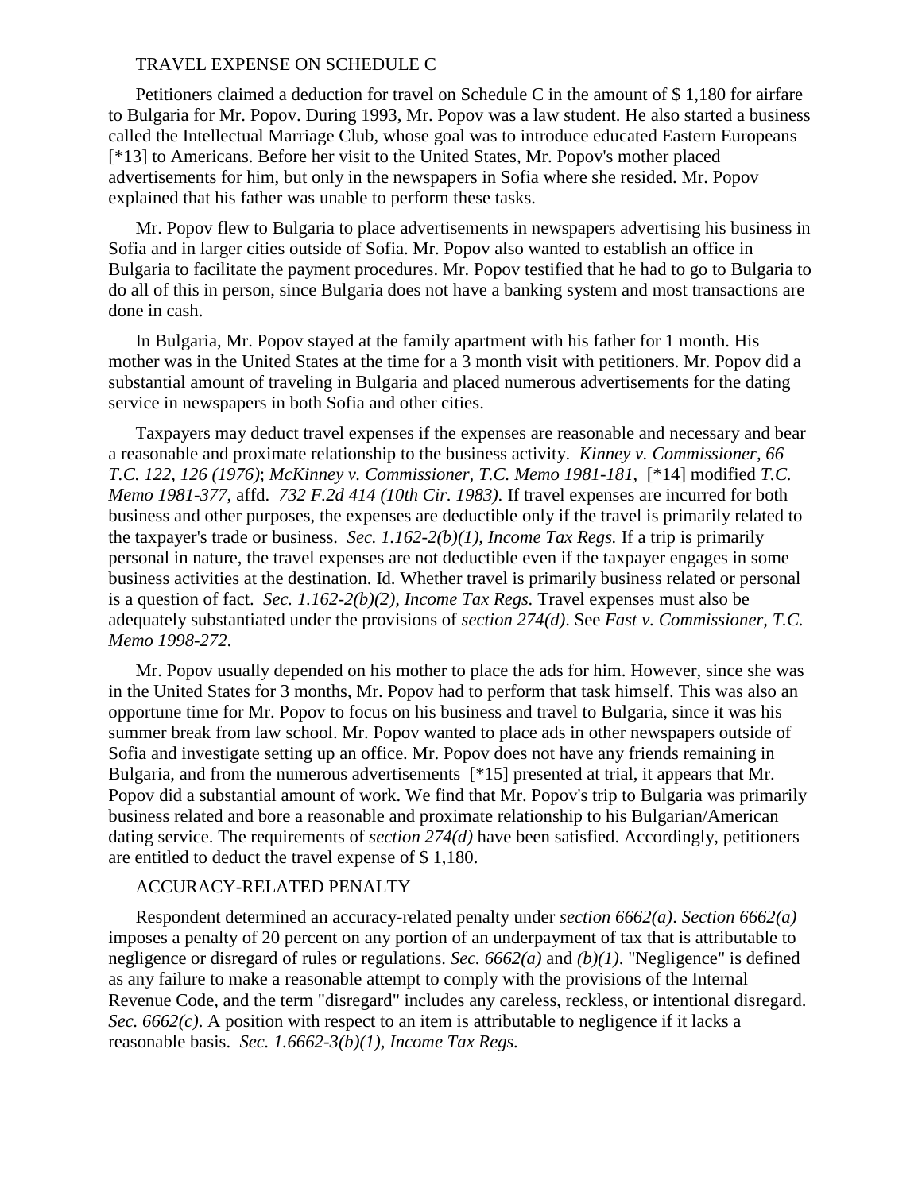TRAVEL EXPENSE ON SCHEDULE C

Petitioners claimed a deduction for travel on Schedule C in the amount of $ 1,180 for airfare to Bulgaria for Mr. Popov. During 1993, Mr. Popov was a law student. He also started a business called the Intellectual Marriage Club, whose goal was to introduce educated Eastern Europeans [*13] to Americans. Before her visit to the United States, Mr. Popov's mother placed advertisements for him, but only in the newspapers in Sofia where she resided. Mr. Popov explained that his father was unable to perform these tasks.

Mr. Popov flew to Bulgaria to place advertisements in newspapers advertising his business in Sofia and in larger cities outside of Sofia. Mr. Popov also wanted to establish an office in Bulgaria to facilitate the payment procedures. Mr. Popov testified that he had to go to Bulgaria to do all of this in person, since Bulgaria does not have a banking system and most transactions are done in cash.

In Bulgaria, Mr. Popov stayed at the family apartment with his father for 1 month. His mother was in the United States at the time for a 3 month visit with petitioners. Mr. Popov did a substantial amount of traveling in Bulgaria and placed numerous advertisements for the dating service in newspapers in both Sofia and other cities.

Taxpayers may deduct travel expenses if the expenses are reasonable and necessary and bear a reasonable and proximate relationship to the business activity. *Kinney v. Commissioner, 66 T.C. 122, 126 (1976)*; *McKinney v. Commissioner, T.C. Memo 1981-181,* [*14] modified *T.C. Memo 1981-377,* affd. *732 F.2d 414 (10th Cir. 1983).* If travel expenses are incurred for both business and other purposes, the expenses are deductible only if the travel is primarily related to the taxpayer's trade or business. *Sec. 1.162-2(b)(1), Income Tax Regs.* If a trip is primarily personal in nature, the travel expenses are not deductible even if the taxpayer engages in some business activities at the destination. Id. Whether travel is primarily business related or personal is a question of fact. *Sec. 1.162-2(b)(2), Income Tax Regs.* Travel expenses must also be adequately substantiated under the provisions of *section 274(d)*. See *Fast v. Commissioner, T.C. Memo 1998-272*.

Mr. Popov usually depended on his mother to place the ads for him. However, since she was in the United States for 3 months, Mr. Popov had to perform that task himself. This was also an opportune time for Mr. Popov to focus on his business and travel to Bulgaria, since it was his summer break from law school. Mr. Popov wanted to place ads in other newspapers outside of Sofia and investigate setting up an office. Mr. Popov does not have any friends remaining in Bulgaria, and from the numerous advertisements [*15] presented at trial, it appears that Mr. Popov did a substantial amount of work. We find that Mr. Popov's trip to Bulgaria was primarily business related and bore a reasonable and proximate relationship to his Bulgarian/American dating service. The requirements of *section 274(d)* have been satisfied. Accordingly, petitioners are entitled to deduct the travel expense of $ 1,180.

ACCURACY-RELATED PENALTY

Respondent determined an accuracy-related penalty under *section 6662(a)*. *Section 6662(a)* imposes a penalty of 20 percent on any portion of an underpayment of tax that is attributable to negligence or disregard of rules or regulations. *Sec. 6662(a)* and *(b)(1)*. "Negligence" is defined as any failure to make a reasonable attempt to comply with the provisions of the Internal Revenue Code, and the term "disregard" includes any careless, reckless, or intentional disregard. *Sec. 6662(c)*. A position with respect to an item is attributable to negligence if it lacks a reasonable basis. *Sec. 1.6662-3(b)(1), Income Tax Regs.*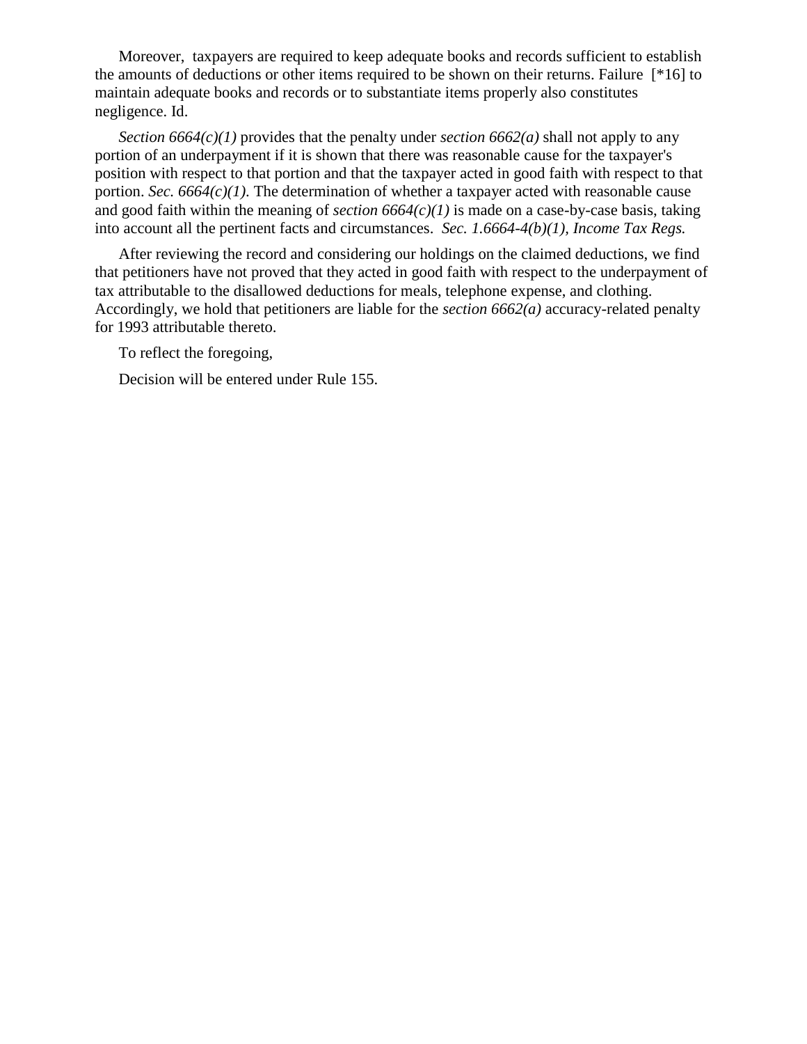Moreover, taxpayers are required to keep adequate books and records sufficient to establish the amounts of deductions or other items required to be shown on their returns. Failure [*16] to maintain adequate books and records or to substantiate items properly also constitutes negligence. Id.

*Section 6664(c)(1)* provides that the penalty under *section 6662(a)* shall not apply to any portion of an underpayment if it is shown that there was reasonable cause for the taxpayer's position with respect to that portion and that the taxpayer acted in good faith with respect to that portion. *Sec. 6664(c)(1).* The determination of whether a taxpayer acted with reasonable cause and good faith within the meaning of *section 6664(c)(1)* is made on a case-by-case basis, taking into account all the pertinent facts and circumstances. *Sec. 1.6664-4(b)(1), Income Tax Regs.*

After reviewing the record and considering our holdings on the claimed deductions, we find that petitioners have not proved that they acted in good faith with respect to the underpayment of tax attributable to the disallowed deductions for meals, telephone expense, and clothing. Accordingly, we hold that petitioners are liable for the *section 6662(a)* accuracy-related penalty for 1993 attributable thereto.

To reflect the foregoing,

Decision will be entered under Rule 155.